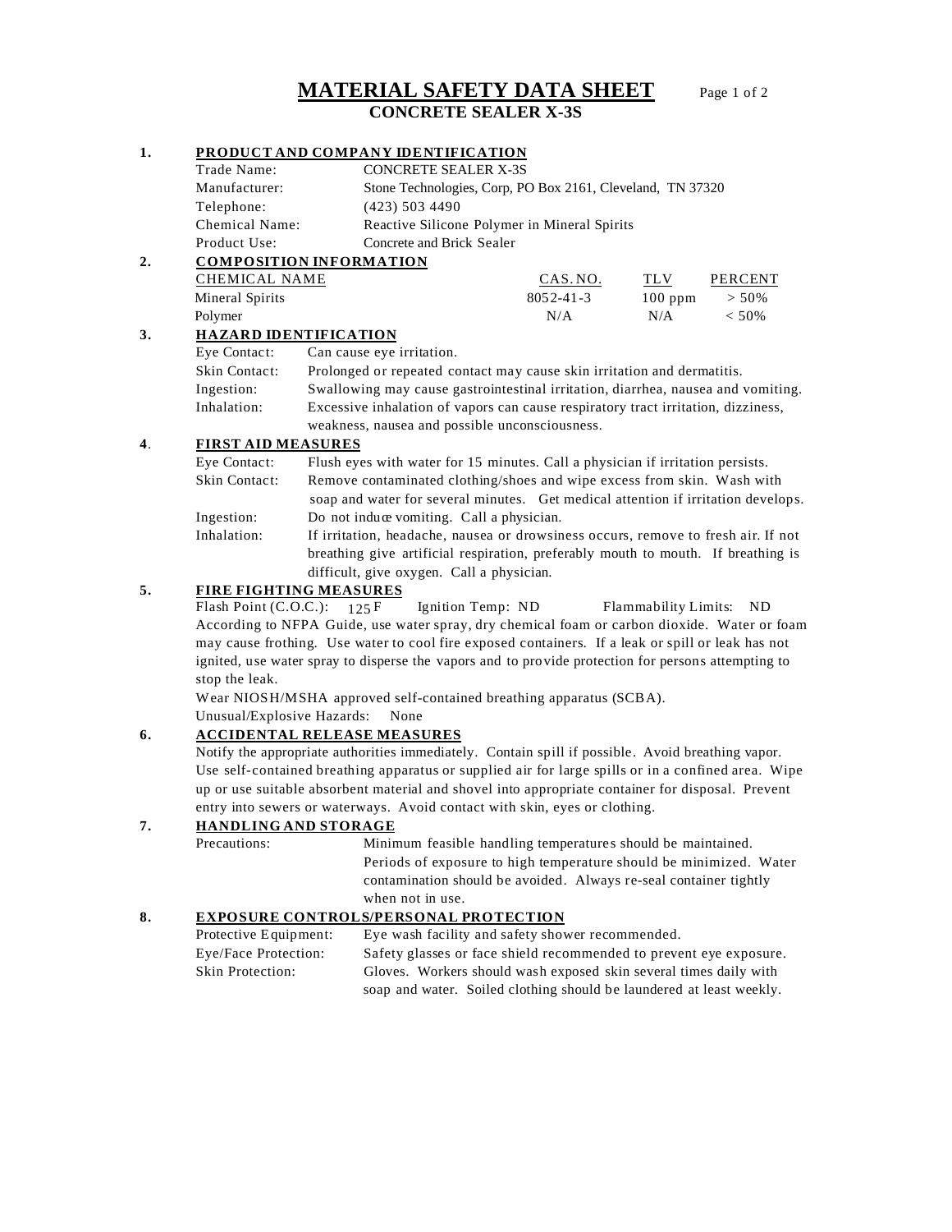# MATERIAL SAFETY DATA SHEET

## CONCRETE SEALER X-3S

### 1. PRODUCT AND COMPANY IDENTIFICATION

| | |
|---|---|
| Trade Name: | CONCRETE SEALER X-3S |
| Manufacturer: | Stone Technologies, Corp, PO Box 2161, Cleveland, TN 37320 |
| Telephone: | (423) 503 4490 |
| Chemical Name: | Reactive Silicone Polymer in Mineral Spirits |
| Product Use: | Concrete and Brick Sealer |

### 2. COMPOSITION INFORMATION

| CHEMICAL NAME | CAS. NO. | TLV | PERCENT |
|---|---|---|---|
| Mineral Spirits | 8052-41-3 | 100 ppm | > 50% |
| Polymer | N/A | N/A | < 50% |

### 3. HAZARD IDENTIFICATION

| | |
|---|---|
| Eye Contact: | Can cause eye irritation. |
| Skin Contact: | Prolonged or repeated contact may cause skin irritation and dermatitis. |
| Ingestion: | Swallowing may cause gastrointestinal irritation, diarrhea, nausea and vomiting. |
| Inhalation: | Excessive inhalation of vapors can cause respiratory tract irritation, dizziness, weakness, nausea and possible unconsciousness. |

### 4. FIRST AID MEASURES

| | |
|---|---|
| Eye Contact: | Flush eyes with water for 15 minutes. Call a physician if irritation persists. |
| Skin Contact: | Remove contaminated clothing/shoes and wipe excess from skin. Wash with soap and water for several minutes. Get medical attention if irritation develops. |
| Ingestion: | Do not induce vomiting. Call a physician. |
| Inhalation: | If irritation, headache, nausea or drowsiness occurs, remove to fresh air. If not breathing give artificial respiration, preferably mouth to mouth. If breathing is difficult, give oxygen. Call a physician. |

### 5. FIRE FIGHTING MEASURES

Flash Point (C.O.C.): 125 F  Ignition Temp: ND  Flammability Limits: ND

According to NFPA Guide, use water spray, dry chemical foam or carbon dioxide. Water or foam may cause frothing. Use water to cool fire exposed containers. If a leak or spill or leak has not ignited, use water spray to disperse the vapors and to provide protection for persons attempting to stop the leak.

Wear NIOSH/MSHA approved self-contained breathing apparatus (SCBA).

Unusual/Explosive Hazards: None

### 6. ACCIDENTAL RELEASE MEASURES

Notify the appropriate authorities immediately. Contain spill if possible. Avoid breathing vapor. Use self-contained breathing apparatus or supplied air for large spills or in a confined area. Wipe up or use suitable absorbent material and shovel into appropriate container for disposal. Prevent entry into sewers or waterways. Avoid contact with skin, eyes or clothing.

### 7. HANDLING AND STORAGE

| | |
|---|---|
| Precautions: | Minimum feasible handling temperatures should be maintained. Periods of exposure to high temperature should be minimized. Water contamination should be avoided. Always re-seal container tightly when not in use. |

### 8. EXPOSURE CONTROLS/PERSONAL PROTECTION

| | |
|---|---|
| Protective Equipment: | Eye wash facility and safety shower recommended. |
| Eye/Face Protection: | Safety glasses or face shield recommended to prevent eye exposure. |
| Skin Protection: | Gloves. Workers should wash exposed skin several times daily with soap and water. Soiled clothing should be laundered at least weekly. |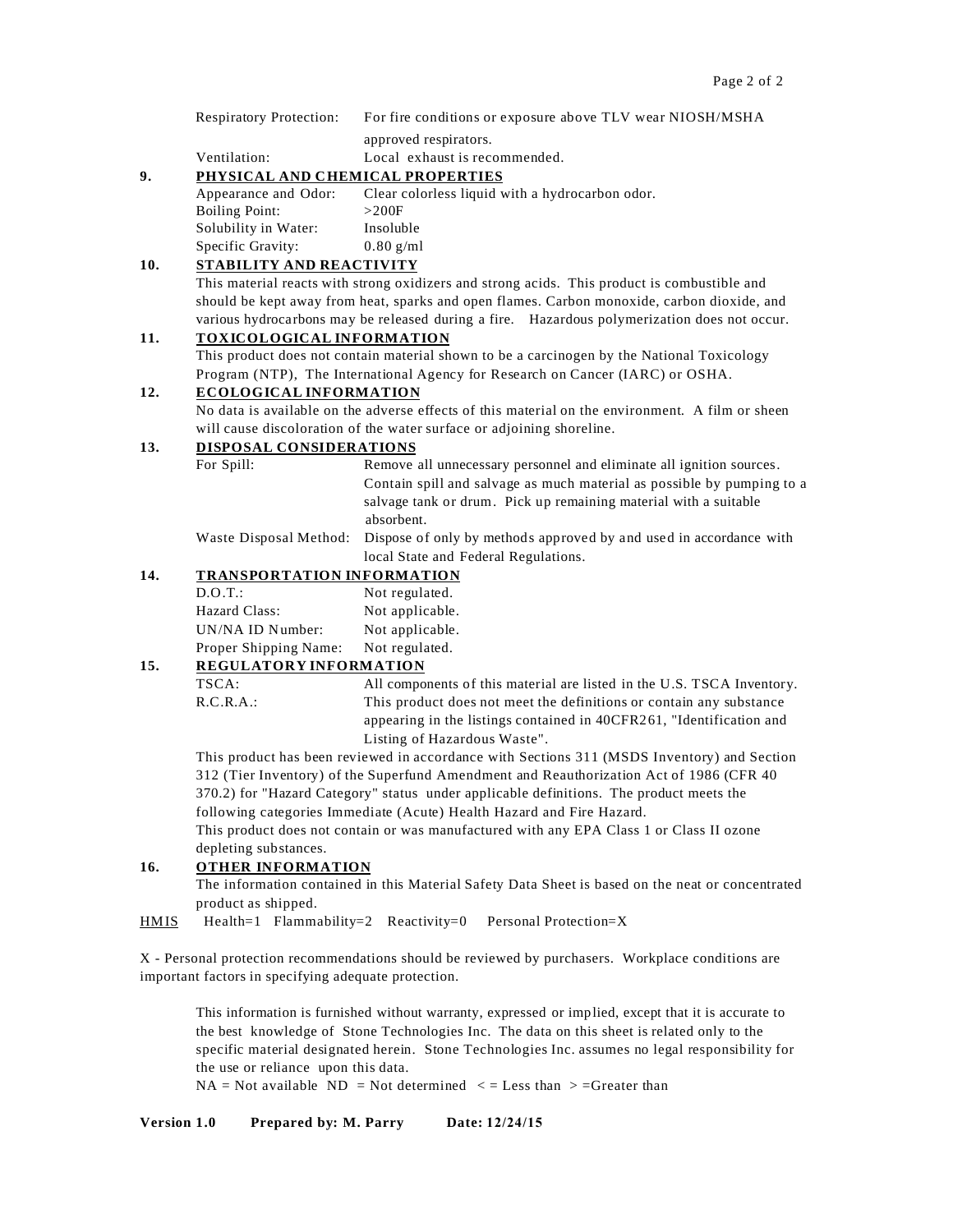| | |
|---|---|
| Respiratory Protection: | For fire conditions or exposure above TLV wear NIOSH/MSHA approved respirators. |
| Ventilation: | Local exhaust is recommended. |

## 9. PHYSICAL AND CHEMICAL PROPERTIES

| | |
|---|---|
| Appearance and Odor: | Clear colorless liquid with a hydrocarbon odor. |
| Boiling Point: | >200F |
| Solubility in Water: | Insoluble |
| Specific Gravity: | 0.80 g/ml |

## 10. STABILITY AND REACTIVITY

This material reacts with strong oxidizers and strong acids. This product is combustible and should be kept away from heat, sparks and open flames. Carbon monoxide, carbon dioxide, and various hydrocarbons may be released during a fire. Hazardous polymerization does not occur.

## 11. TOXICOLOGICAL INFORMATION

This product does not contain material shown to be a carcinogen by the National Toxicology Program (NTP), The International Agency for Research on Cancer (IARC) or OSHA.

## 12. ECOLOGICAL INFORMATION

No data is available on the adverse effects of this material on the environment. A film or sheen will cause discoloration of the water surface or adjoining shoreline.

## 13. DISPOSAL CONSIDERATIONS

| | |
|---|---|
| For Spill: | Remove all unnecessary personnel and eliminate all ignition sources. Contain spill and salvage as much material as possible by pumping to a salvage tank or drum. Pick up remaining material with a suitable absorbent. |
| Waste Disposal Method: | Dispose of only by methods approved by and used in accordance with local State and Federal Regulations. |

## 14. TRANSPORTATION INFORMATION

| | |
|---|---|
| D.O.T.: | Not regulated. |
| Hazard Class: | Not applicable. |
| UN/NA ID Number: | Not applicable. |
| Proper Shipping Name: | Not regulated. |

## 15. REGULATORY INFORMATION

| | |
|---|---|
| TSCA: | All components of this material are listed in the U.S. TSCA Inventory. |
| R.C.R.A.: | This product does not meet the definitions or contain any substance appearing in the listings contained in 40CFR261, "Identification and Listing of Hazardous Waste". |

This product has been reviewed in accordance with Sections 311 (MSDS Inventory) and Section 312 (Tier Inventory) of the Superfund Amendment and Reauthorization Act of 1986 (CFR 40 370.2) for "Hazard Category" status under applicable definitions. The product meets the following categories Immediate (Acute) Health Hazard and Fire Hazard.

This product does not contain or was manufactured with any EPA Class 1 or Class II ozone depleting substances.

## 16. OTHER INFORMATION

The information contained in this Material Safety Data Sheet is based on the neat or concentrated product as shipped.

HMIS Health=1 Flammability=2 Reactivity=0 Personal Protection=X

X - Personal protection recommendations should be reviewed by purchasers. Workplace conditions are important factors in specifying adequate protection.

This information is furnished without warranty, expressed or implied, except that it is accurate to the best knowledge of Stone Technologies Inc. The data on this sheet is related only to the specific material designated herein. Stone Technologies Inc. assumes no legal responsibility for the use or reliance upon this data.

NA = Not available ND = Not determined < = Less than > =Greater than

**Version 1.0 Prepared by: M. Parry Date: 12/24/15**